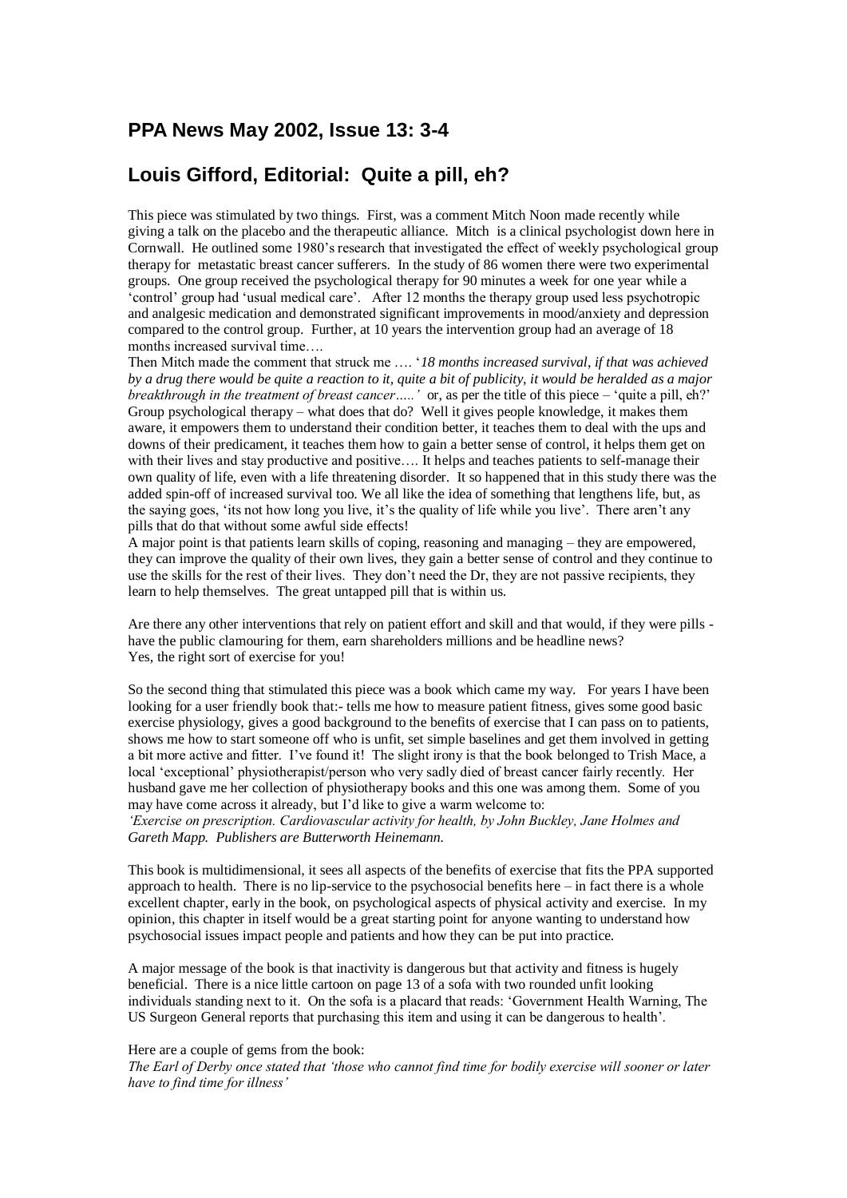## PPA News May 2002, Issue 13: 3-4

## Louis Gifford, Editorial: Quite a pill, eh?

This piece was stimulated by two things. First, was a comment Mitch Noon made recently while giving a talk on the placebo and the therapeutic alliance. Mitch is a clinical psychologist down here in Cornwall. He outlined some 1980's research that investigated the effect of weekly psychological group therapy for metastatic breast cancer sufferers. In the study of 86 women there were two experimental groups. One group received the psychological therapy for 90 minutes a week for one year while a 'control' group had 'usual medical care'. After 12 months the therapy group used less psychotropic and analgesic medication and demonstrated significant improvements in mood/anxiety and depression compared to the control group. Further, at 10 years the intervention group had an average of 18 months increased survival time….

Then Mitch made the comment that struck me …. '*18 months increased survival, if that was achieved by a drug there would be quite a reaction to it, quite a bit of publicity, it would be heralded as a major breakthrough in the treatment of breast cancer…..'* or, as per the title of this piece – 'quite a pill, eh?' Group psychological therapy – what does that do? Well it gives people knowledge, it makes them aware, it empowers them to understand their condition better, it teaches them to deal with the ups and downs of their predicament, it teaches them how to gain a better sense of control, it helps them get on with their lives and stay productive and positive…. It helps and teaches patients to self-manage their own quality of life, even with a life threatening disorder. It so happened that in this study there was the added spin-off of increased survival too. We all like the idea of something that lengthens life, but, as the saying goes, 'its not how long you live, it's the quality of life while you live'. There aren't any pills that do that without some awful side effects!

A major point is that patients learn skills of coping, reasoning and managing – they are empowered, they can improve the quality of their own lives, they gain a better sense of control and they continue to use the skills for the rest of their lives. They don't need the Dr, they are not passive recipients, they learn to help themselves. The great untapped pill that is within us.

Are there any other interventions that rely on patient effort and skill and that would, if they were pills - have the public clamouring for them, earn shareholders millions and be headline news?
Yes, the right sort of exercise for you!

So the second thing that stimulated this piece was a book which came my way. For years I have been looking for a user friendly book that:- tells me how to measure patient fitness, gives some good basic exercise physiology, gives a good background to the benefits of exercise that I can pass on to patients, shows me how to start someone off who is unfit, set simple baselines and get them involved in getting a bit more active and fitter. I've found it! The slight irony is that the book belonged to Trish Mace, a local 'exceptional' physiotherapist/person who very sadly died of breast cancer fairly recently. Her husband gave me her collection of physiotherapy books and this one was among them. Some of you may have come across it already, but I'd like to give a warm welcome to:
*'Exercise on prescription. Cardiovascular activity for health, by John Buckley, Jane Holmes and Gareth Mapp. Publishers are Butterworth Heinemann.*

This book is multidimensional, it sees all aspects of the benefits of exercise that fits the PPA supported approach to health. There is no lip-service to the psychosocial benefits here – in fact there is a whole excellent chapter, early in the book, on psychological aspects of physical activity and exercise. In my opinion, this chapter in itself would be a great starting point for anyone wanting to understand how psychosocial issues impact people and patients and how they can be put into practice.

A major message of the book is that inactivity is dangerous but that activity and fitness is hugely beneficial. There is a nice little cartoon on page 13 of a sofa with two rounded unfit looking individuals standing next to it. On the sofa is a placard that reads: 'Government Health Warning, The US Surgeon General reports that purchasing this item and using it can be dangerous to health'.

Here are a couple of gems from the book:
*The Earl of Derby once stated that 'those who cannot find time for bodily exercise will sooner or later have to find time for illness'*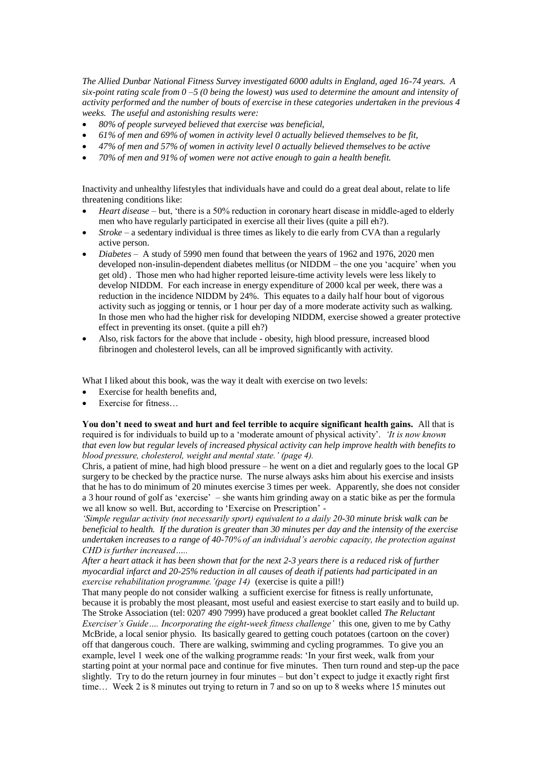*The Allied Dunbar National Fitness Survey investigated 6000 adults in England, aged 16-74 years. A six-point rating scale from 0 –5 (0 being the lowest) was used to determine the amount and intensity of activity performed and the number of bouts of exercise in these categories undertaken in the previous 4 weeks. The useful and astonishing results were:*

- *80% of people surveyed believed that exercise was beneficial,*
- *61% of men and 69% of women in activity level 0 actually believed themselves to be fit,*
- *47% of men and 57% of women in activity level 0 actually believed themselves to be active*
- *70% of men and 91% of women were not active enough to gain a health benefit.*

Inactivity and unhealthy lifestyles that individuals have and could do a great deal about, relate to life threatening conditions like:

- *Heart disease* – but, 'there is a 50% reduction in coronary heart disease in middle-aged to elderly men who have regularly participated in exercise all their lives (quite a pill eh?).
- *Stroke* – a sedentary individual is three times as likely to die early from CVA than a regularly active person.
- *Diabetes* – A study of 5990 men found that between the years of 1962 and 1976, 2020 men developed non-insulin-dependent diabetes mellitus (or NIDDM – the one you 'acquire' when you get old) . Those men who had higher reported leisure-time activity levels were less likely to develop NIDDM. For each increase in energy expenditure of 2000 kcal per week, there was a reduction in the incidence NIDDM by 24%. This equates to a daily half hour bout of vigorous activity such as jogging or tennis, or 1 hour per day of a more moderate activity such as walking. In those men who had the higher risk for developing NIDDM, exercise showed a greater protective effect in preventing its onset. (quite a pill eh?)
- Also, risk factors for the above that include - obesity, high blood pressure, increased blood fibrinogen and cholesterol levels, can all be improved significantly with activity.

What I liked about this book, was the way it dealt with exercise on two levels:

- Exercise for health benefits and,
- Exercise for fitness…

**You don't need to sweat and hurt and feel terrible to acquire significant health gains.** All that is required is for individuals to build up to a 'moderate amount of physical activity'. *'It is now known that even low but regular levels of increased physical activity can help improve health with benefits to blood pressure, cholesterol, weight and mental state.' (page 4).*

Chris, a patient of mine, had high blood pressure – he went on a diet and regularly goes to the local GP surgery to be checked by the practice nurse. The nurse always asks him about his exercise and insists that he has to do minimum of 20 minutes exercise 3 times per week. Apparently, she does not consider a 3 hour round of golf as 'exercise' – she wants him grinding away on a static bike as per the formula we all know so well. But, according to 'Exercise on Prescription' -

*'Simple regular activity (not necessarily sport) equivalent to a daily 20-30 minute brisk walk can be beneficial to health. If the duration is greater than 30 minutes per day and the intensity of the exercise undertaken increases to a range of 40-70% of an individual's aerobic capacity, the protection against CHD is further increased…..*

*After a heart attack it has been shown that for the next 2-3 years there is a reduced risk of further myocardial infarct and 20-25% reduction in all causes of death if patients had participated in an exercise rehabilitation programme.'(page 14)* (exercise is quite a pill!)

That many people do not consider walking a sufficient exercise for fitness is really unfortunate, because it is probably the most pleasant, most useful and easiest exercise to start easily and to build up. The Stroke Association (tel: 0207 490 7999) have produced a great booklet called *The Reluctant Exerciser's Guide…. Incorporating the eight-week fitness challenge'* this one, given to me by Cathy McBride, a local senior physio. Its basically geared to getting couch potatoes (cartoon on the cover) off that dangerous couch. There are walking, swimming and cycling programmes. To give you an example, level 1 week one of the walking programme reads: 'In your first week, walk from your starting point at your normal pace and continue for five minutes. Then turn round and step-up the pace slightly. Try to do the return journey in four minutes – but don't expect to judge it exactly right first time… Week 2 is 8 minutes out trying to return in 7 and so on up to 8 weeks where 15 minutes out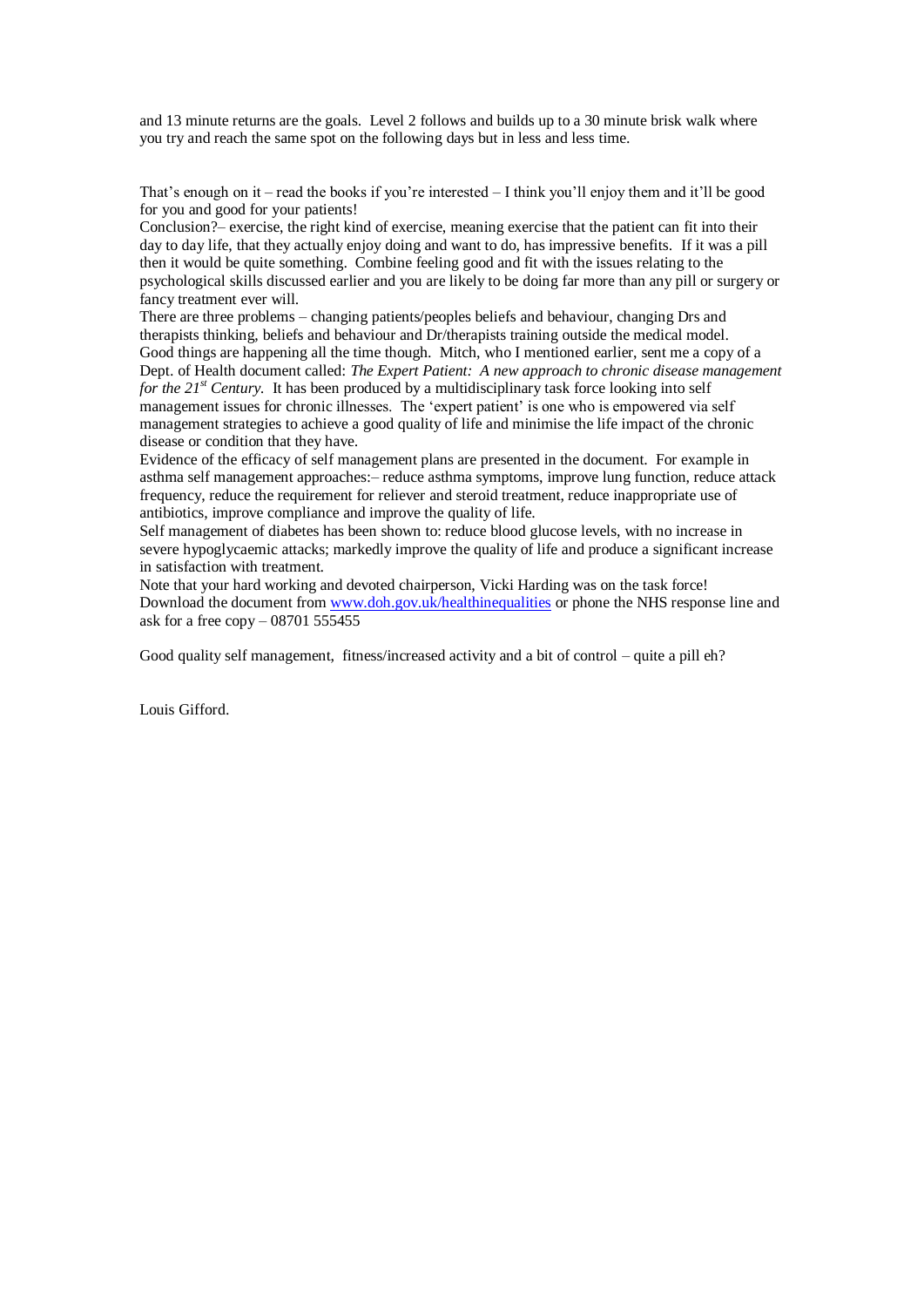and 13 minute returns are the goals. Level 2 follows and builds up to a 30 minute brisk walk where you try and reach the same spot on the following days but in less and less time.

That's enough on it – read the books if you're interested – I think you'll enjoy them and it'll be good for you and good for your patients!

Conclusion?– exercise, the right kind of exercise, meaning exercise that the patient can fit into their day to day life, that they actually enjoy doing and want to do, has impressive benefits. If it was a pill then it would be quite something. Combine feeling good and fit with the issues relating to the psychological skills discussed earlier and you are likely to be doing far more than any pill or surgery or fancy treatment ever will.

There are three problems – changing patients/peoples beliefs and behaviour, changing Drs and therapists thinking, beliefs and behaviour and Dr/therapists training outside the medical model.

Good things are happening all the time though. Mitch, who I mentioned earlier, sent me a copy of a Dept. of Health document called: *The Expert Patient: A new approach to chronic disease management for the 21st Century.* It has been produced by a multidisciplinary task force looking into self management issues for chronic illnesses. The 'expert patient' is one who is empowered via self management strategies to achieve a good quality of life and minimise the life impact of the chronic disease or condition that they have.

Evidence of the efficacy of self management plans are presented in the document. For example in asthma self management approaches:– reduce asthma symptoms, improve lung function, reduce attack frequency, reduce the requirement for reliever and steroid treatment, reduce inappropriate use of antibiotics, improve compliance and improve the quality of life.

Self management of diabetes has been shown to: reduce blood glucose levels, with no increase in severe hypoglycaemic attacks; markedly improve the quality of life and produce a significant increase in satisfaction with treatment.

Note that your hard working and devoted chairperson, Vicki Harding was on the task force!

Download the document from [www.doh.gov.uk/healthinequalities](http://www.doh.gov.uk/healthinequalities) or phone the NHS response line and ask for a free copy – 08701 555455

Good quality self management, fitness/increased activity and a bit of control – quite a pill eh?

Louis Gifford.